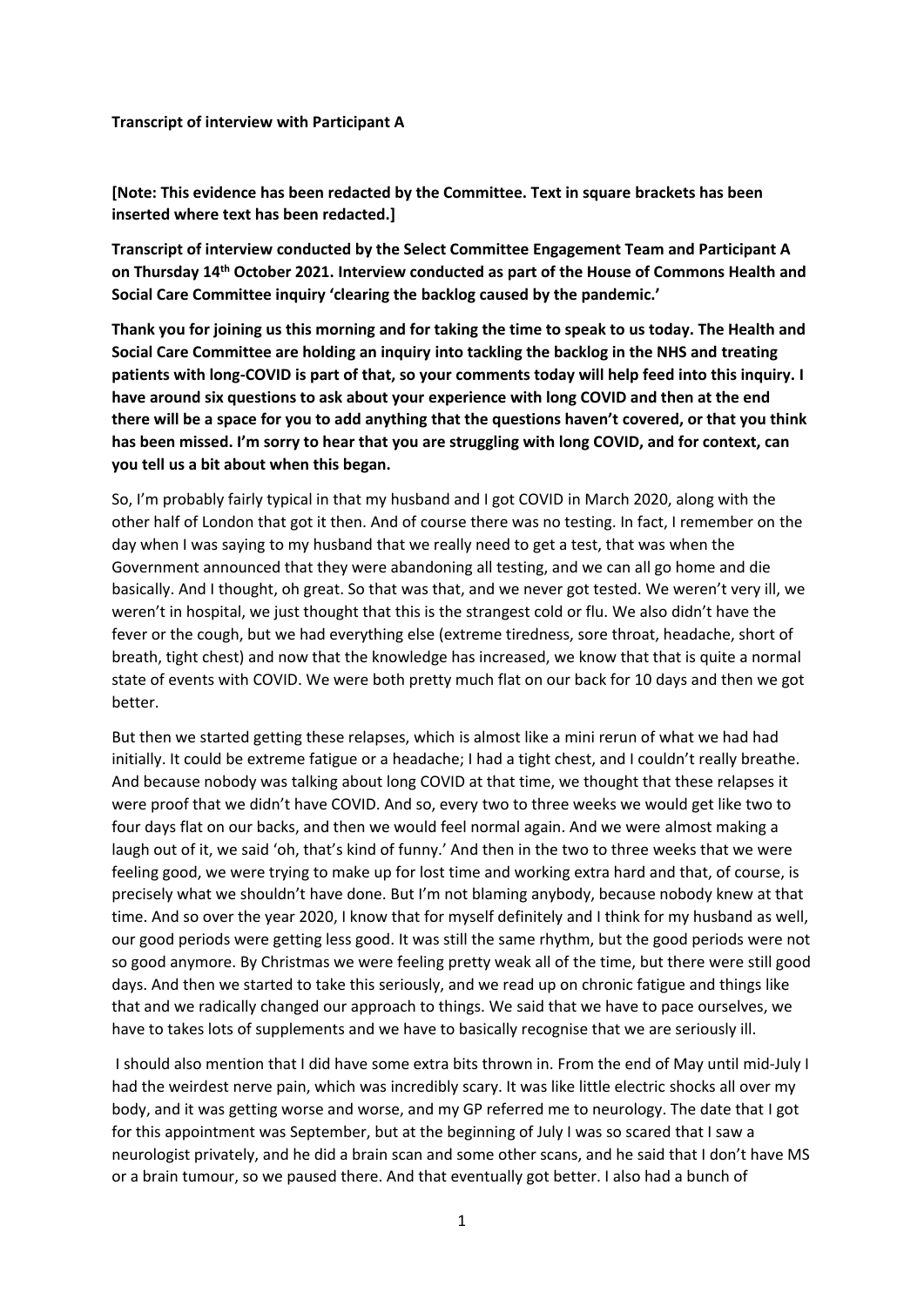**Transcript of interview with Participant A**

**[Note: This evidence has been redacted by the Committee. Text in square brackets has been inserted where text has been redacted.]**

**Transcript of interview conducted by the Select Committee Engagement Team and Participant A on Thursday 14th October 2021. Interview conducted as part of the House of Commons Health and Social Care Committee inquiry 'clearing the backlog caused by the pandemic.'**

**Thank you for joining us this morning and for taking the time to speak to us today. The Health and Social Care Committee are holding an inquiry into tackling the backlog in the NHS and treating patients with long-COVID is part of that, so your comments today will help feed into this inquiry. I have around six questions to ask about your experience with long COVID and then at the end there will be a space for you to add anything that the questions haven't covered, or that you think has been missed. I'm sorry to hear that you are struggling with long COVID, and for context, can you tell us a bit about when this began.**

So, I'm probably fairly typical in that my husband and I got COVID in March 2020, along with the other half of London that got it then. And of course there was no testing. In fact, I remember on the day when I was saying to my husband that we really need to get a test, that was when the Government announced that they were abandoning all testing, and we can all go home and die basically. And I thought, oh great. So that was that, and we never got tested. We weren't very ill, we weren't in hospital, we just thought that this is the strangest cold or flu. We also didn't have the fever or the cough, but we had everything else (extreme tiredness, sore throat, headache, short of breath, tight chest) and now that the knowledge has increased, we know that that is quite a normal state of events with COVID. We were both pretty much flat on our back for 10 days and then we got better.

But then we started getting these relapses, which is almost like a mini rerun of what we had had initially. It could be extreme fatigue or a headache; I had a tight chest, and I couldn't really breathe. And because nobody was talking about long COVID at that time, we thought that these relapses it were proof that we didn't have COVID. And so, every two to three weeks we would get like two to four days flat on our backs, and then we would feel normal again. And we were almost making a laugh out of it, we said 'oh, that's kind of funny.' And then in the two to three weeks that we were feeling good, we were trying to make up for lost time and working extra hard and that, of course, is precisely what we shouldn't have done. But I'm not blaming anybody, because nobody knew at that time. And so over the year 2020, I know that for myself definitely and I think for my husband as well, our good periods were getting less good. It was still the same rhythm, but the good periods were not so good anymore. By Christmas we were feeling pretty weak all of the time, but there were still good days. And then we started to take this seriously, and we read up on chronic fatigue and things like that and we radically changed our approach to things. We said that we have to pace ourselves, we have to takes lots of supplements and we have to basically recognise that we are seriously ill.

I should also mention that I did have some extra bits thrown in. From the end of May until mid-July I had the weirdest nerve pain, which was incredibly scary. It was like little electric shocks all over my body, and it was getting worse and worse, and my GP referred me to neurology. The date that I got for this appointment was September, but at the beginning of July I was so scared that I saw a neurologist privately, and he did a brain scan and some other scans, and he said that I don't have MS or a brain tumour, so we paused there. And that eventually got better. I also had a bunch of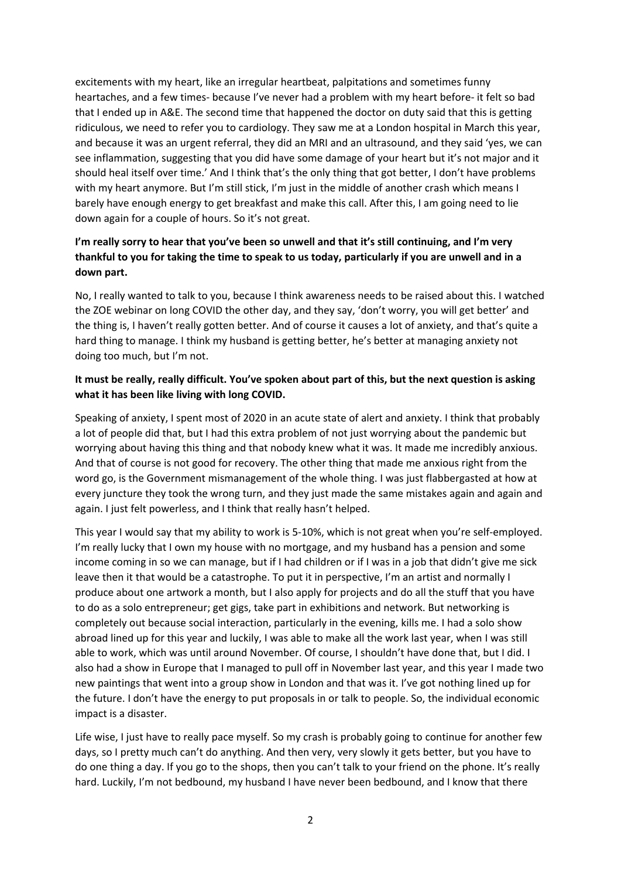excitements with my heart, like an irregular heartbeat, palpitations and sometimes funny heartaches, and a few times- because I've never had a problem with my heart before- it felt so bad that I ended up in A&E. The second time that happened the doctor on duty said that this is getting ridiculous, we need to refer you to cardiology. They saw me at a London hospital in March this year, and because it was an urgent referral, they did an MRI and an ultrasound, and they said 'yes, we can see inflammation, suggesting that you did have some damage of your heart but it's not major and it should heal itself over time.' And I think that's the only thing that got better, I don't have problems with my heart anymore. But I'm still stick, I'm just in the middle of another crash which means I barely have enough energy to get breakfast and make this call. After this, I am going need to lie down again for a couple of hours. So it's not great.

**I'm really sorry to hear that you've been so unwell and that it's still continuing, and I'm very thankful to you for taking the time to speak to us today, particularly if you are unwell and in a down part.**

No, I really wanted to talk to you, because I think awareness needs to be raised about this. I watched the ZOE webinar on long COVID the other day, and they say, 'don't worry, you will get better' and the thing is, I haven't really gotten better. And of course it causes a lot of anxiety, and that's quite a hard thing to manage. I think my husband is getting better, he's better at managing anxiety not doing too much, but I'm not.

**It must be really, really difficult. You've spoken about part of this, but the next question is asking what it has been like living with long COVID.**

Speaking of anxiety, I spent most of 2020 in an acute state of alert and anxiety. I think that probably a lot of people did that, but I had this extra problem of not just worrying about the pandemic but worrying about having this thing and that nobody knew what it was. It made me incredibly anxious. And that of course is not good for recovery. The other thing that made me anxious right from the word go, is the Government mismanagement of the whole thing. I was just flabbergasted at how at every juncture they took the wrong turn, and they just made the same mistakes again and again and again. I just felt powerless, and I think that really hasn't helped.

This year I would say that my ability to work is 5-10%, which is not great when you're self-employed. I'm really lucky that I own my house with no mortgage, and my husband has a pension and some income coming in so we can manage, but if I had children or if I was in a job that didn't give me sick leave then it that would be a catastrophe. To put it in perspective, I'm an artist and normally I produce about one artwork a month, but I also apply for projects and do all the stuff that you have to do as a solo entrepreneur; get gigs, take part in exhibitions and network. But networking is completely out because social interaction, particularly in the evening, kills me. I had a solo show abroad lined up for this year and luckily, I was able to make all the work last year, when I was still able to work, which was until around November. Of course, I shouldn't have done that, but I did. I also had a show in Europe that I managed to pull off in November last year, and this year I made two new paintings that went into a group show in London and that was it. I've got nothing lined up for the future. I don't have the energy to put proposals in or talk to people. So, the individual economic impact is a disaster.

Life wise, I just have to really pace myself. So my crash is probably going to continue for another few days, so I pretty much can't do anything. And then very, very slowly it gets better, but you have to do one thing a day. If you go to the shops, then you can't talk to your friend on the phone. It's really hard. Luckily, I'm not bedbound, my husband I have never been bedbound, and I know that there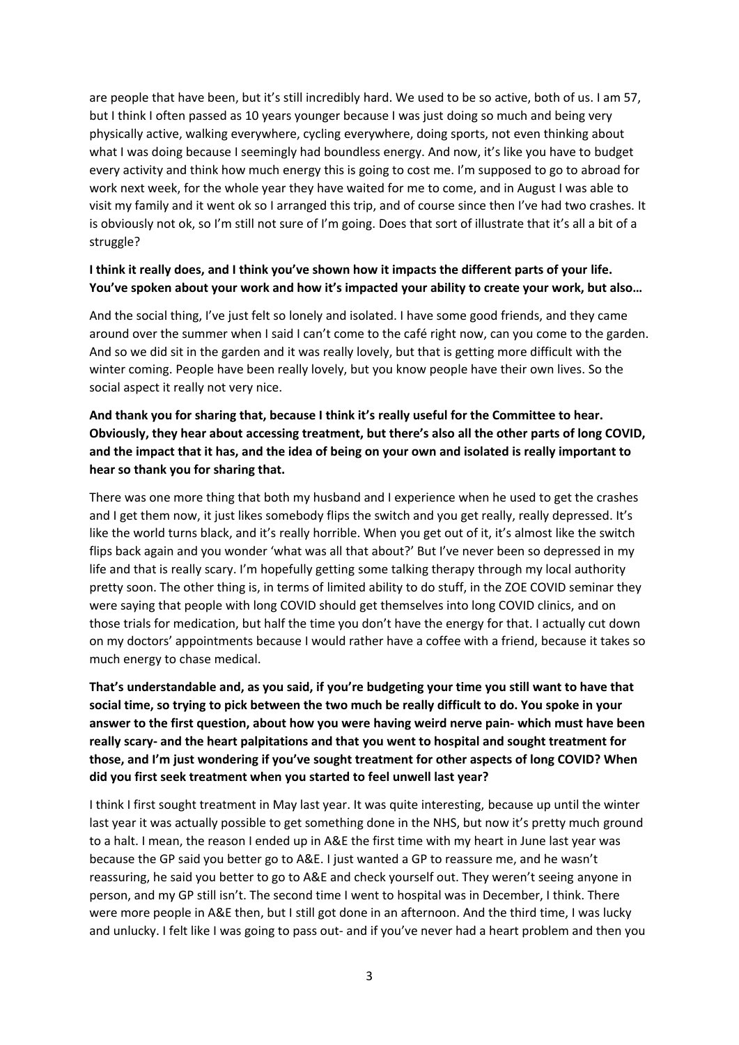are people that have been, but it's still incredibly hard. We used to be so active, both of us. I am 57, but I think I often passed as 10 years younger because I was just doing so much and being very physically active, walking everywhere, cycling everywhere, doing sports, not even thinking about what I was doing because I seemingly had boundless energy. And now, it's like you have to budget every activity and think how much energy this is going to cost me. I'm supposed to go to abroad for work next week, for the whole year they have waited for me to come, and in August I was able to visit my family and it went ok so I arranged this trip, and of course since then I've had two crashes. It is obviously not ok, so I'm still not sure of I'm going. Does that sort of illustrate that it's all a bit of a struggle?

**I think it really does, and I think you've shown how it impacts the different parts of your life. You've spoken about your work and how it's impacted your ability to create your work, but also…**

And the social thing, I've just felt so lonely and isolated. I have some good friends, and they came around over the summer when I said I can't come to the café right now, can you come to the garden. And so we did sit in the garden and it was really lovely, but that is getting more difficult with the winter coming. People have been really lovely, but you know people have their own lives. So the social aspect it really not very nice.

**And thank you for sharing that, because I think it's really useful for the Committee to hear. Obviously, they hear about accessing treatment, but there's also all the other parts of long COVID, and the impact that it has, and the idea of being on your own and isolated is really important to hear so thank you for sharing that.**

There was one more thing that both my husband and I experience when he used to get the crashes and I get them now, it just likes somebody flips the switch and you get really, really depressed. It's like the world turns black, and it's really horrible. When you get out of it, it's almost like the switch flips back again and you wonder 'what was all that about?' But I've never been so depressed in my life and that is really scary. I'm hopefully getting some talking therapy through my local authority pretty soon. The other thing is, in terms of limited ability to do stuff, in the ZOE COVID seminar they were saying that people with long COVID should get themselves into long COVID clinics, and on those trials for medication, but half the time you don't have the energy for that. I actually cut down on my doctors' appointments because I would rather have a coffee with a friend, because it takes so much energy to chase medical.

**That's understandable and, as you said, if you're budgeting your time you still want to have that social time, so trying to pick between the two much be really difficult to do. You spoke in your answer to the first question, about how you were having weird nerve pain- which must have been really scary- and the heart palpitations and that you went to hospital and sought treatment for those, and I'm just wondering if you've sought treatment for other aspects of long COVID? When did you first seek treatment when you started to feel unwell last year?**

I think I first sought treatment in May last year. It was quite interesting, because up until the winter last year it was actually possible to get something done in the NHS, but now it's pretty much ground to a halt. I mean, the reason I ended up in A&E the first time with my heart in June last year was because the GP said you better go to A&E. I just wanted a GP to reassure me, and he wasn't reassuring, he said you better to go to A&E and check yourself out. They weren't seeing anyone in person, and my GP still isn't. The second time I went to hospital was in December, I think. There were more people in A&E then, but I still got done in an afternoon. And the third time, I was lucky and unlucky. I felt like I was going to pass out- and if you've never had a heart problem and then you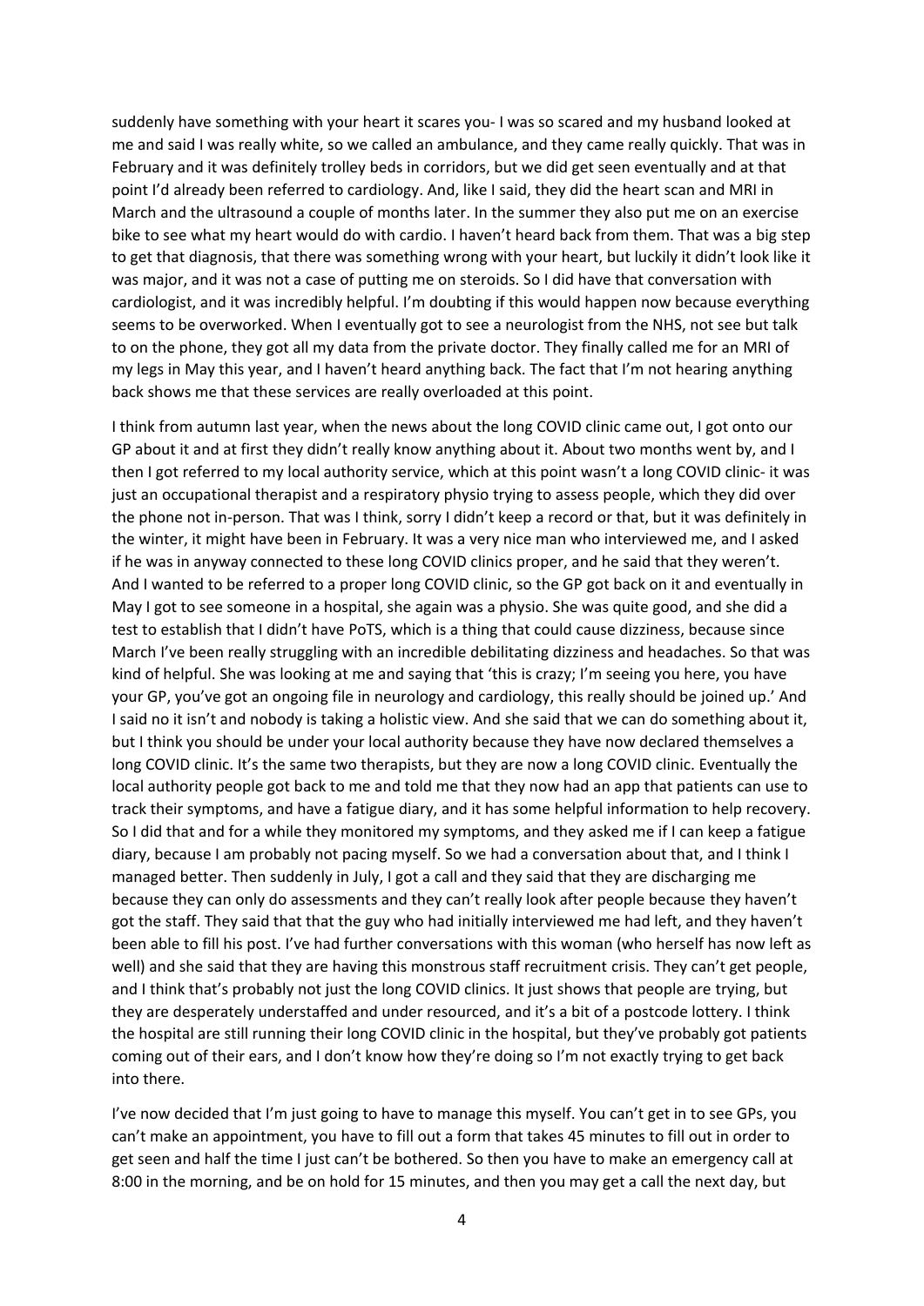suddenly have something with your heart it scares you- I was so scared and my husband looked at me and said I was really white, so we called an ambulance, and they came really quickly. That was in February and it was definitely trolley beds in corridors, but we did get seen eventually and at that point I'd already been referred to cardiology. And, like I said, they did the heart scan and MRI in March and the ultrasound a couple of months later. In the summer they also put me on an exercise bike to see what my heart would do with cardio. I haven't heard back from them. That was a big step to get that diagnosis, that there was something wrong with your heart, but luckily it didn't look like it was major, and it was not a case of putting me on steroids. So I did have that conversation with cardiologist, and it was incredibly helpful. I'm doubting if this would happen now because everything seems to be overworked. When I eventually got to see a neurologist from the NHS, not see but talk to on the phone, they got all my data from the private doctor. They finally called me for an MRI of my legs in May this year, and I haven't heard anything back. The fact that I'm not hearing anything back shows me that these services are really overloaded at this point.

I think from autumn last year, when the news about the long COVID clinic came out, I got onto our GP about it and at first they didn't really know anything about it. About two months went by, and I then I got referred to my local authority service, which at this point wasn't a long COVID clinic- it was just an occupational therapist and a respiratory physio trying to assess people, which they did over the phone not in-person. That was I think, sorry I didn't keep a record or that, but it was definitely in the winter, it might have been in February. It was a very nice man who interviewed me, and I asked if he was in anyway connected to these long COVID clinics proper, and he said that they weren't. And I wanted to be referred to a proper long COVID clinic, so the GP got back on it and eventually in May I got to see someone in a hospital, she again was a physio. She was quite good, and she did a test to establish that I didn't have PoTS, which is a thing that could cause dizziness, because since March I've been really struggling with an incredible debilitating dizziness and headaches. So that was kind of helpful. She was looking at me and saying that 'this is crazy; I'm seeing you here, you have your GP, you've got an ongoing file in neurology and cardiology, this really should be joined up.' And I said no it isn't and nobody is taking a holistic view. And she said that we can do something about it, but I think you should be under your local authority because they have now declared themselves a long COVID clinic. It's the same two therapists, but they are now a long COVID clinic. Eventually the local authority people got back to me and told me that they now had an app that patients can use to track their symptoms, and have a fatigue diary, and it has some helpful information to help recovery. So I did that and for a while they monitored my symptoms, and they asked me if I can keep a fatigue diary, because I am probably not pacing myself. So we had a conversation about that, and I think I managed better. Then suddenly in July, I got a call and they said that they are discharging me because they can only do assessments and they can't really look after people because they haven't got the staff. They said that that the guy who had initially interviewed me had left, and they haven't been able to fill his post. I've had further conversations with this woman (who herself has now left as well) and she said that they are having this monstrous staff recruitment crisis. They can't get people, and I think that's probably not just the long COVID clinics. It just shows that people are trying, but they are desperately understaffed and under resourced, and it's a bit of a postcode lottery. I think the hospital are still running their long COVID clinic in the hospital, but they've probably got patients coming out of their ears, and I don't know how they're doing so I'm not exactly trying to get back into there.

I've now decided that I'm just going to have to manage this myself. You can't get in to see GPs, you can't make an appointment, you have to fill out a form that takes 45 minutes to fill out in order to get seen and half the time I just can't be bothered. So then you have to make an emergency call at 8:00 in the morning, and be on hold for 15 minutes, and then you may get a call the next day, but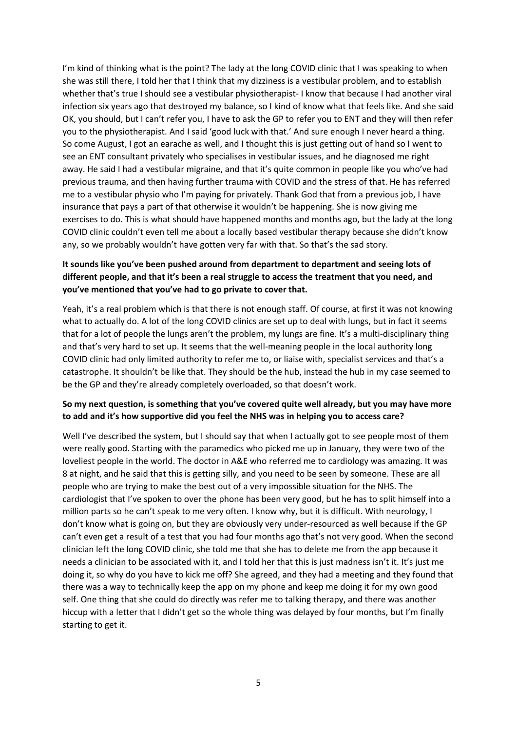I'm kind of thinking what is the point? The lady at the long COVID clinic that I was speaking to when she was still there, I told her that I think that my dizziness is a vestibular problem, and to establish whether that's true I should see a vestibular physiotherapist- I know that because I had another viral infection six years ago that destroyed my balance, so I kind of know what that feels like. And she said OK, you should, but I can't refer you, I have to ask the GP to refer you to ENT and they will then refer you to the physiotherapist. And I said 'good luck with that.' And sure enough I never heard a thing. So come August, I got an earache as well, and I thought this is just getting out of hand so I went to see an ENT consultant privately who specialises in vestibular issues, and he diagnosed me right away. He said I had a vestibular migraine, and that it's quite common in people like you who've had previous trauma, and then having further trauma with COVID and the stress of that. He has referred me to a vestibular physio who I'm paying for privately. Thank God that from a previous job, I have insurance that pays a part of that otherwise it wouldn't be happening. She is now giving me exercises to do. This is what should have happened months and months ago, but the lady at the long COVID clinic couldn't even tell me about a locally based vestibular therapy because she didn't know any, so we probably wouldn't have gotten very far with that. So that's the sad story.

**It sounds like you've been pushed around from department to department and seeing lots of different people, and that it's been a real struggle to access the treatment that you need, and you've mentioned that you've had to go private to cover that.**

Yeah, it's a real problem which is that there is not enough staff. Of course, at first it was not knowing what to actually do. A lot of the long COVID clinics are set up to deal with lungs, but in fact it seems that for a lot of people the lungs aren't the problem, my lungs are fine. It's a multi-disciplinary thing and that's very hard to set up. It seems that the well-meaning people in the local authority long COVID clinic had only limited authority to refer me to, or liaise with, specialist services and that's a catastrophe. It shouldn't be like that. They should be the hub, instead the hub in my case seemed to be the GP and they're already completely overloaded, so that doesn't work.

**So my next question, is something that you've covered quite well already, but you may have more to add and it's how supportive did you feel the NHS was in helping you to access care?**

Well I've described the system, but I should say that when I actually got to see people most of them were really good. Starting with the paramedics who picked me up in January, they were two of the loveliest people in the world. The doctor in A&E who referred me to cardiology was amazing. It was 8 at night, and he said that this is getting silly, and you need to be seen by someone. These are all people who are trying to make the best out of a very impossible situation for the NHS. The cardiologist that I've spoken to over the phone has been very good, but he has to split himself into a million parts so he can't speak to me very often. I know why, but it is difficult. With neurology, I don't know what is going on, but they are obviously very under-resourced as well because if the GP can't even get a result of a test that you had four months ago that's not very good. When the second clinician left the long COVID clinic, she told me that she has to delete me from the app because it needs a clinician to be associated with it, and I told her that this is just madness isn't it. It's just me doing it, so why do you have to kick me off? She agreed, and they had a meeting and they found that there was a way to technically keep the app on my phone and keep me doing it for my own good self. One thing that she could do directly was refer me to talking therapy, and there was another hiccup with a letter that I didn't get so the whole thing was delayed by four months, but I'm finally starting to get it.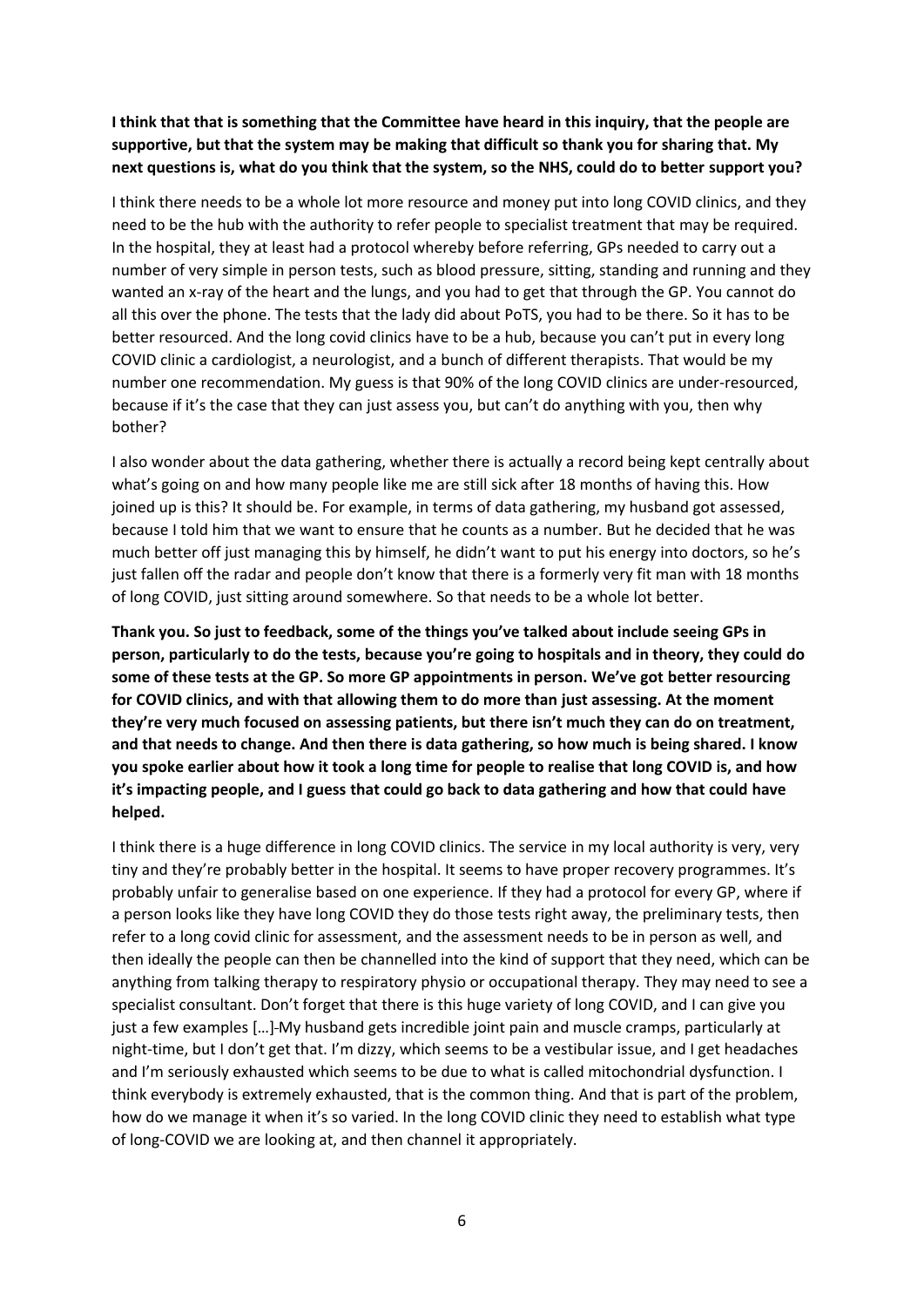**I think that that is something that the Committee have heard in this inquiry, that the people are supportive, but that the system may be making that difficult so thank you for sharing that. My next questions is, what do you think that the system, so the NHS, could do to better support you?**

I think there needs to be a whole lot more resource and money put into long COVID clinics, and they need to be the hub with the authority to refer people to specialist treatment that may be required. In the hospital, they at least had a protocol whereby before referring, GPs needed to carry out a number of very simple in person tests, such as blood pressure, sitting, standing and running and they wanted an x-ray of the heart and the lungs, and you had to get that through the GP. You cannot do all this over the phone. The tests that the lady did about PoTS, you had to be there. So it has to be better resourced. And the long covid clinics have to be a hub, because you can't put in every long COVID clinic a cardiologist, a neurologist, and a bunch of different therapists. That would be my number one recommendation. My guess is that 90% of the long COVID clinics are under-resourced, because if it's the case that they can just assess you, but can't do anything with you, then why bother?

I also wonder about the data gathering, whether there is actually a record being kept centrally about what's going on and how many people like me are still sick after 18 months of having this. How joined up is this? It should be. For example, in terms of data gathering, my husband got assessed, because I told him that we want to ensure that he counts as a number. But he decided that he was much better off just managing this by himself, he didn't want to put his energy into doctors, so he's just fallen off the radar and people don't know that there is a formerly very fit man with 18 months of long COVID, just sitting around somewhere. So that needs to be a whole lot better.

**Thank you. So just to feedback, some of the things you've talked about include seeing GPs in person, particularly to do the tests, because you're going to hospitals and in theory, they could do some of these tests at the GP. So more GP appointments in person. We've got better resourcing for COVID clinics, and with that allowing them to do more than just assessing. At the moment they're very much focused on assessing patients, but there isn't much they can do on treatment, and that needs to change. And then there is data gathering, so how much is being shared. I know you spoke earlier about how it took a long time for people to realise that long COVID is, and how it's impacting people, and I guess that could go back to data gathering and how that could have helped.**

I think there is a huge difference in long COVID clinics. The service in my local authority is very, very tiny and they're probably better in the hospital. It seems to have proper recovery programmes. It's probably unfair to generalise based on one experience. If they had a protocol for every GP, where if a person looks like they have long COVID they do those tests right away, the preliminary tests, then refer to a long covid clinic for assessment, and the assessment needs to be in person as well, and then ideally the people can then be channelled into the kind of support that they need, which can be anything from talking therapy to respiratory physio or occupational therapy. They may need to see a specialist consultant. Don't forget that there is this huge variety of long COVID, and I can give you just a few examples […]-My husband gets incredible joint pain and muscle cramps, particularly at night-time, but I don't get that. I'm dizzy, which seems to be a vestibular issue, and I get headaches and I'm seriously exhausted which seems to be due to what is called mitochondrial dysfunction. I think everybody is extremely exhausted, that is the common thing. And that is part of the problem, how do we manage it when it's so varied. In the long COVID clinic they need to establish what type of long-COVID we are looking at, and then channel it appropriately.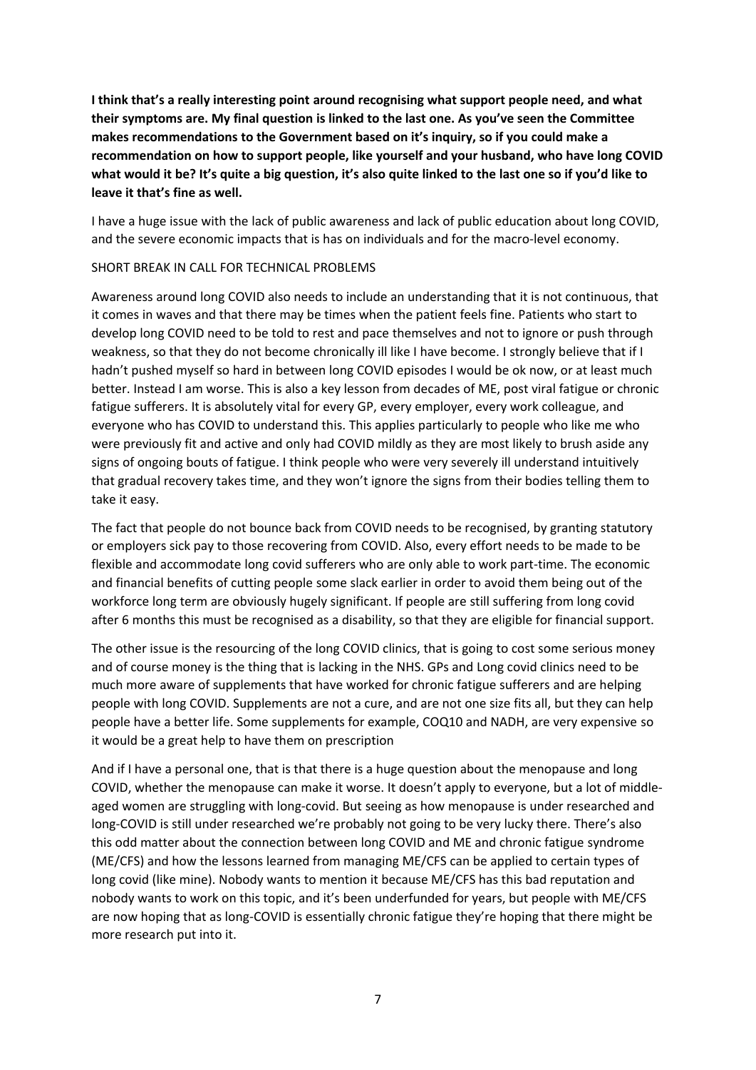**I think that's a really interesting point around recognising what support people need, and what their symptoms are. My final question is linked to the last one. As you've seen the Committee makes recommendations to the Government based on it's inquiry, so if you could make a recommendation on how to support people, like yourself and your husband, who have long COVID what would it be? It's quite a big question, it's also quite linked to the last one so if you'd like to leave it that's fine as well.**

I have a huge issue with the lack of public awareness and lack of public education about long COVID, and the severe economic impacts that is has on individuals and for the macro-level economy.

SHORT BREAK IN CALL FOR TECHNICAL PROBLEMS

Awareness around long COVID also needs to include an understanding that it is not continuous, that it comes in waves and that there may be times when the patient feels fine. Patients who start to develop long COVID need to be told to rest and pace themselves and not to ignore or push through weakness, so that they do not become chronically ill like I have become. I strongly believe that if I hadn't pushed myself so hard in between long COVID episodes I would be ok now, or at least much better. Instead I am worse. This is also a key lesson from decades of ME, post viral fatigue or chronic fatigue sufferers. It is absolutely vital for every GP, every employer, every work colleague, and everyone who has COVID to understand this. This applies particularly to people who like me who were previously fit and active and only had COVID mildly as they are most likely to brush aside any signs of ongoing bouts of fatigue. I think people who were very severely ill understand intuitively that gradual recovery takes time, and they won't ignore the signs from their bodies telling them to take it easy.

The fact that people do not bounce back from COVID needs to be recognised, by granting statutory or employers sick pay to those recovering from COVID. Also, every effort needs to be made to be flexible and accommodate long covid sufferers who are only able to work part-time. The economic and financial benefits of cutting people some slack earlier in order to avoid them being out of the workforce long term are obviously hugely significant. If people are still suffering from long covid after 6 months this must be recognised as a disability, so that they are eligible for financial support.

The other issue is the resourcing of the long COVID clinics, that is going to cost some serious money and of course money is the thing that is lacking in the NHS. GPs and Long covid clinics need to be much more aware of supplements that have worked for chronic fatigue sufferers and are helping people with long COVID. Supplements are not a cure, and are not one size fits all, but they can help people have a better life. Some supplements for example, COQ10 and NADH, are very expensive so it would be a great help to have them on prescription

And if I have a personal one, that is that there is a huge question about the menopause and long COVID, whether the menopause can make it worse. It doesn't apply to everyone, but a lot of middle-aged women are struggling with long-covid. But seeing as how menopause is under researched and long-COVID is still under researched we're probably not going to be very lucky there. There's also this odd matter about the connection between long COVID and ME and chronic fatigue syndrome (ME/CFS) and how the lessons learned from managing ME/CFS can be applied to certain types of long covid (like mine). Nobody wants to mention it because ME/CFS has this bad reputation and nobody wants to work on this topic, and it's been underfunded for years, but people with ME/CFS are now hoping that as long-COVID is essentially chronic fatigue they're hoping that there might be more research put into it.